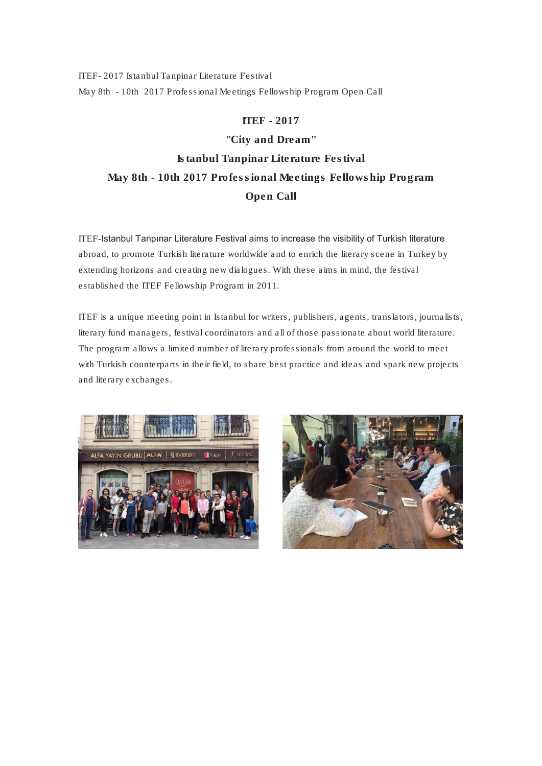ITEF- 2017 Istanbul Tanpinar Literature Festival
May 8th - 10th 2017 Professional Meetings Fellowship Program Open Call

# ITEF - 2017
# "City and Dream"
# Istanbul Tanpinar Literature Festival
# May 8th - 10th 2017 Professional Meetings Fellowship Program
# Open Call

ITEF-Istanbul Tanpınar Literature Festival aims to increase the visibility of Turkish literature abroad, to promote Turkish literature worldwide and to enrich the literary scene in Turkey by extending horizons and creating new dialogues. With these aims in mind, the festival established the ITEF Fellowship Program in 2011.

ITEF is a unique meeting point in Istanbul for writers, publishers, agents, translators, journalists, literary fund managers, festival coordinators and all of those passionate about world literature. The program allows a limited number of literary professionals from around the world to meet with Turkish counterparts in their field, to share best practice and ideas and spark new projects and literary exchanges.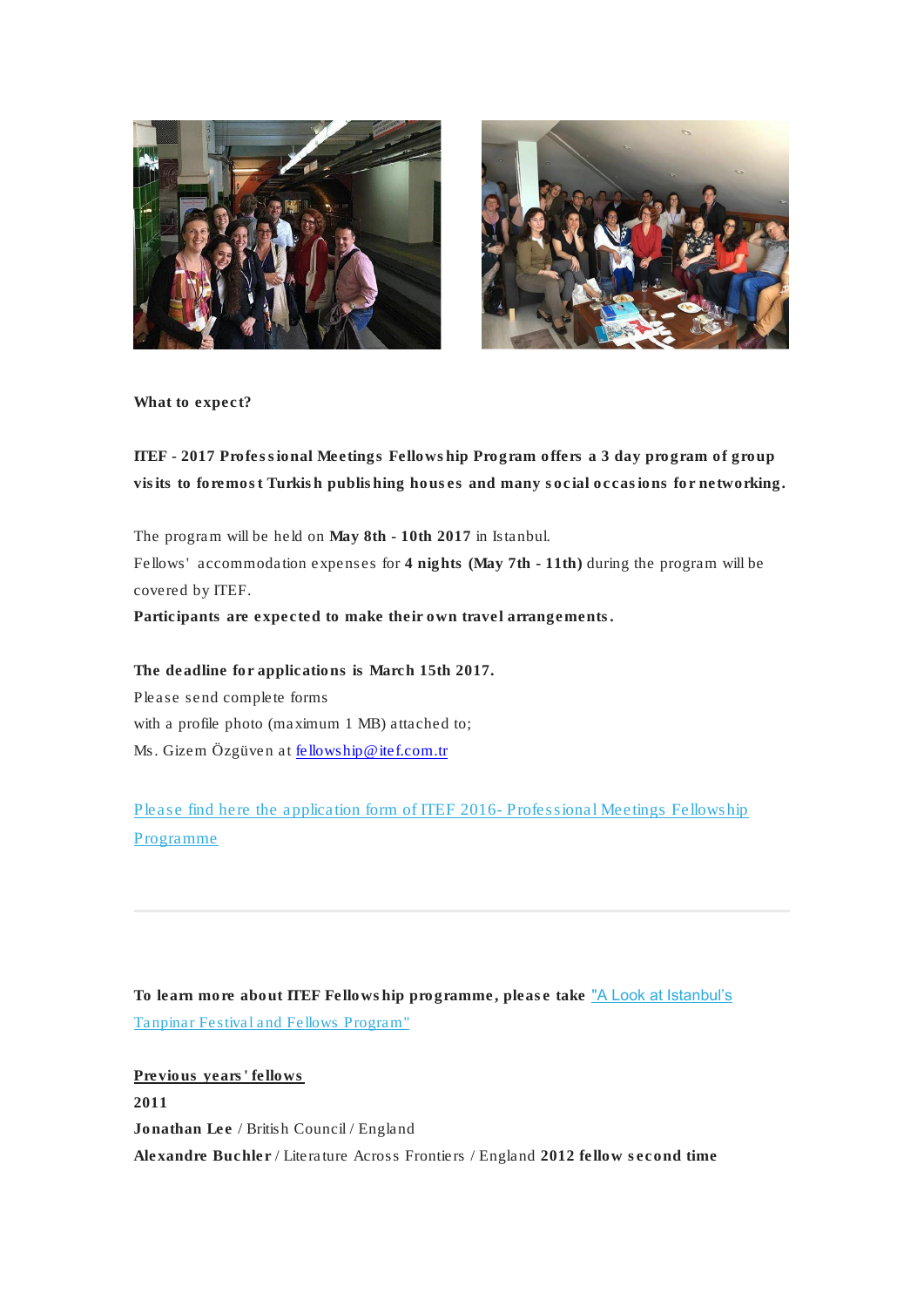**What to expect?**

**ITEF - 2017 Professional Meetings Fellowship Program offers a 3 day program of group visits to foremost Turkish publishing houses and many social occasions for networking.**

The program will be held on **May 8th - 10th 2017** in Istanbul.
Fellows' accommodation expenses for **4 nights (May 7th - 11th)** during the program will be covered by ITEF.
**Participants are expected to make their own travel arrangements.**

**The deadline for applications is March 15th 2017.**
Please send complete forms
with a profile photo (maximum 1 MB) attached to;
Ms. Gizem Özgüven at fellowship@itef.com.tr

Please find here the application form of ITEF 2016- Professional Meetings Fellowship Programme

---

**To learn more about ITEF Fellowship programme, please take** "A Look at Istanbul's Tanpinar Festival and Fellows Program"

**Previous years' fellows**

**2011**

**Jonathan Lee** / British Council / England

**Alexandre Buchler** / Literature Across Frontiers / England **2012 fellow second time**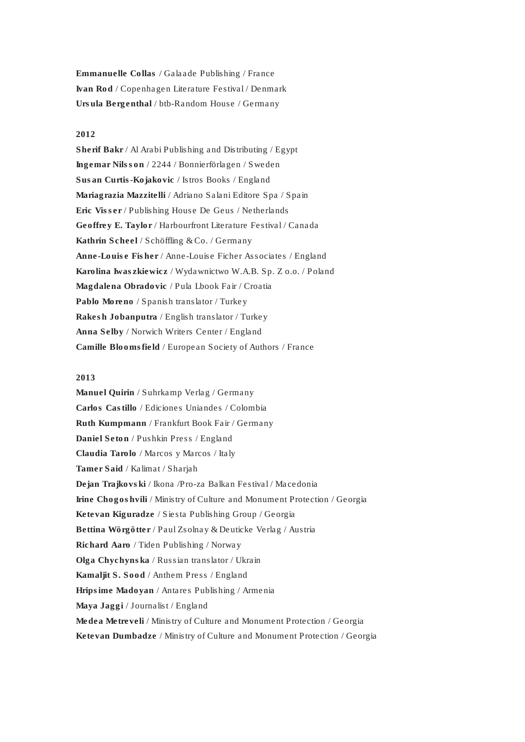**Emmanuelle Collas** / Galaade Publishing / France
**Ivan Rod** / Copenhagen Literature Festival / Denmark
**Ursula Bergenthal** / btb-Random House / Germany

**2012**

**Sherif Bakr** / Al Arabi Publishing and Distributing / Egypt
**Ingemar Nilsson** / 2244 / Bonnierförlagen / Sweden
**Susan Curtis-Kojakovic** / Istros Books / England
**Mariagrazia Mazzitelli** / Adriano Salani Editore Spa / Spain
**Eric Visser** / Publishing House De Geus / Netherlands
**Geoffrey E. Taylor** / Harbourfront Literature Festival / Canada
**Kathrin Scheel** / Schöffling & Co. / Germany
**Anne-Louise Fisher** / Anne-Louise Ficher Associates / England
**Karolina Iwaszkiewicz** / Wydawnictwo W.A.B. Sp. Z o.o. / Poland
**Magdalena Obradovic** / Pula Lbook Fair / Croatia
**Pablo Moreno** / Spanish translator / Turkey
**Rakesh Jobanputra** / English translator / Turkey
**Anna Selby** / Norwich Writers Center / England
**Camille Bloomsfield** / European Society of Authors / France

**2013**

**Manuel Quirin** / Suhrkamp Verlag / Germany
**Carlos Castillo** / Ediciones Uniandes / Colombia
**Ruth Kumpmann** / Frankfurt Book Fair / Germany
**Daniel Seton** / Pushkin Press / England
**Claudia Tarolo** / Marcos y Marcos / Italy
**Tamer Said** / Kalimat / Sharjah
**Dejan Trajkovski** / Ikona /Pro-za Balkan Festival / Macedonia
**Irine Chogoshvili** / Ministry of Culture and Monument Protection / Georgia
**Ketevan Kiguradze** / Siesta Publishing Group / Georgia
**Bettina Wörgötter** / Paul Zsolnay & Deuticke Verlag / Austria
**Richard Aaro** / Tiden Publishing / Norway
**Olga Chychynska** / Russian translator / Ukrain
**Kamaljit S. Sood** / Anthem Press / England
**Hripsime Madoyan** / Antares Publishing / Armenia
**Maya Jaggi** / Journalist / England
**Medea Metreveli** / Ministry of Culture and Monument Protection / Georgia
**Ketevan Dumbadze** / Ministry of Culture and Monument Protection / Georgia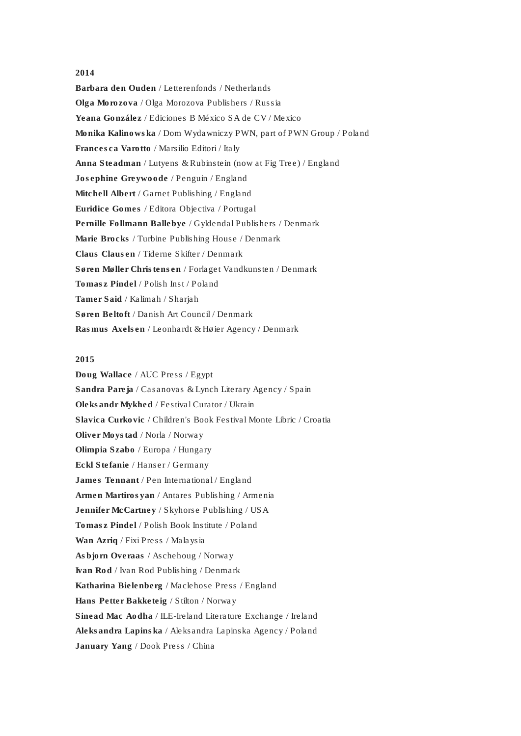**2014**

**Barbara den Ouden** / Letterenfonds / Netherlands
**Olga Morozova** / Olga Morozova Publishers / Russia
**Yeana González** / Ediciones B México SA de CV / Mexico
**Monika Kalinowska** / Dom Wydawniczy PWN, part of PWN Group / Poland
**Francesca Varotto** / Marsilio Editori / Italy
**Anna Steadman** / Lutyens & Rubinstein (now at Fig Tree) / England
**Josephine Greywoode** / Penguin / England
**Mitchell Albert** / Garnet Publishing / England
**Euridice Gomes** / Editora Objectiva / Portugal
**Pernille Follmann Ballebye** / Gyldendal Publishers / Denmark
**Marie Brocks** / Turbine Publishing House / Denmark
**Claus Clausen** / Tiderne Skifter / Denmark
**Søren Møller Christensen** / Forlaget Vandkunsten / Denmark
**Tomasz Pindel** / Polish Inst / Poland
**Tamer Said** / Kalimah / Sharjah
**Søren Beltoft** / Danish Art Council / Denmark
**Rasmus Axelsen** / Leonhardt & Høier Agency / Denmark

**2015**

**Doug Wallace** / AUC Press / Egypt
**Sandra Pareja** / Casanovas & Lynch Literary Agency / Spain
**Oleksandr Mykhed** / Festival Curator / Ukrain
**Slavica Curkovic** / Children's Book Festival Monte Libric / Croatia
**Oliver Moystad** / Norla / Norway
**Olimpia Szabo** / Europa / Hungary
**Eckl Stefanie** / Hanser / Germany
**James Tennant** / Pen International / England
**Armen Martirosyan** / Antares Publishing / Armenia
**Jennifer McCartney** / Skyhorse Publishing / USA
**Tomasz Pindel** / Polish Book Institute / Poland
**Wan Azriq** / Fixi Press / Malaysia
**Asbjorn Overaas** / Aschehoug / Norway
**Ivan Rod** / Ivan Rod Publishing / Denmark
**Katharina Bielenberg** / Maclehose Press / England
**Hans Petter Bakketeig** / Stilton / Norway
**Sinead Mac Aodha** / ILE-Ireland Literature Exchange / Ireland
**Aleksandra Lapinska** / Aleksandra Lapinska Agency / Poland
**January Yang** / Dook Press / China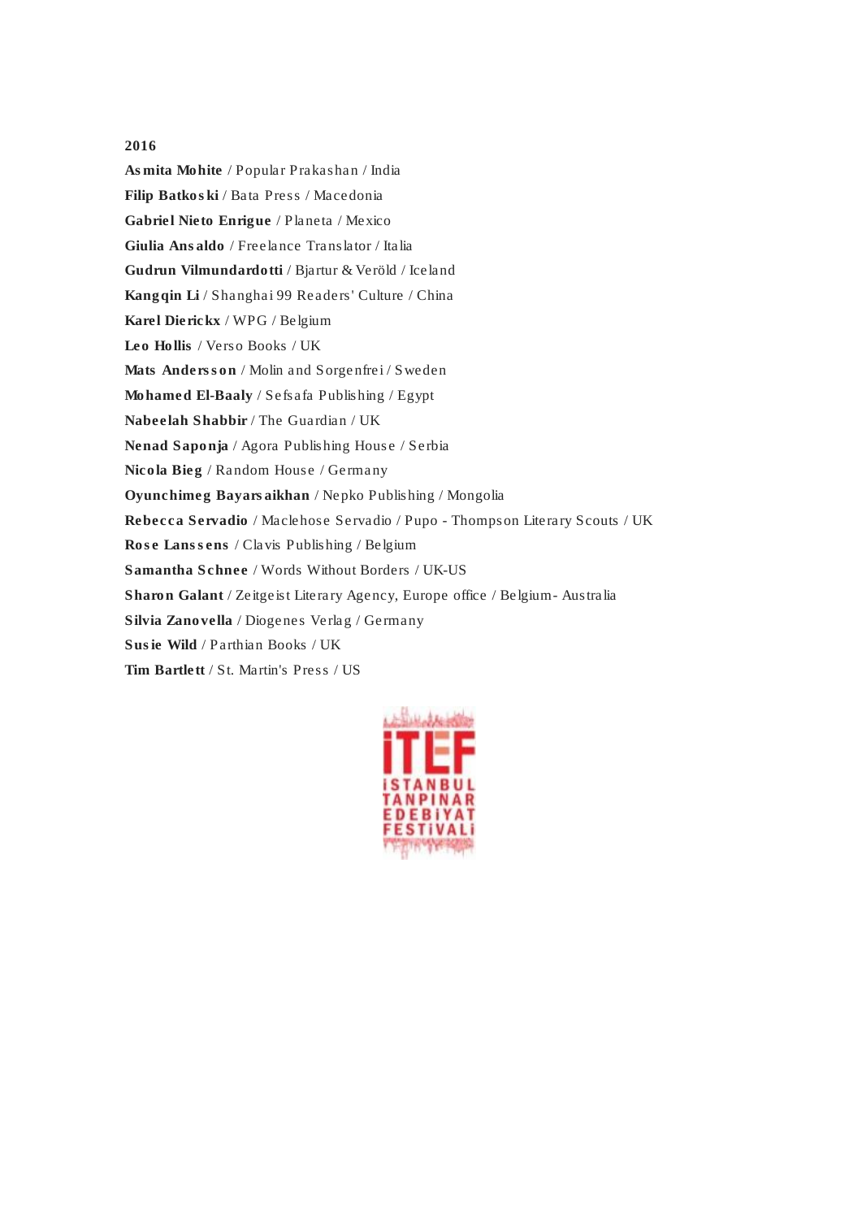**2016**

**Asmita Mohite** / Popular Prakashan / India
**Filip Batkoski** / Bata Press / Macedonia
**Gabriel Nieto Enrigue** / Planeta / Mexico
**Giulia Ansaldo** / Freelance Translator / Italia
**Gudrun Vilmundardotti** / Bjartur & Veröld / Iceland
**Kangqin Li** / Shanghai 99 Readers' Culture / China
**Karel Dierickx** / WPG / Belgium
**Leo Hollis** / Verso Books / UK
**Mats Andersson** / Molin and Sorgenfrei / Sweden
**Mohamed El-Baaly** / Sefsafa Publishing / Egypt
**Nabeelah Shabbir** / The Guardian / UK
**Nenad Saponja** / Agora Publishing House / Serbia
**Nicola Bieg** / Random House / Germany
**Oyunchimeg Bayarsaikhan** / Nepko Publishing / Mongolia
**Rebecca Servadio** / Maclehose Servadio / Pupo - Thompson Literary Scouts / UK
**Rose Lanssens** / Clavis Publishing / Belgium
**Samantha Schnee** / Words Without Borders / UK-US
**Sharon Galant** / Zeitgeist Literary Agency, Europe office / Belgium- Australia
**Silvia Zanovella** / Diogenes Verlag / Germany
**Susie Wild** / Parthian Books / UK
**Tim Bartlett** / St. Martin's Press / US

iTEF
İSTANBUL TANPINAR EDEBİYAT FESTİVALİ